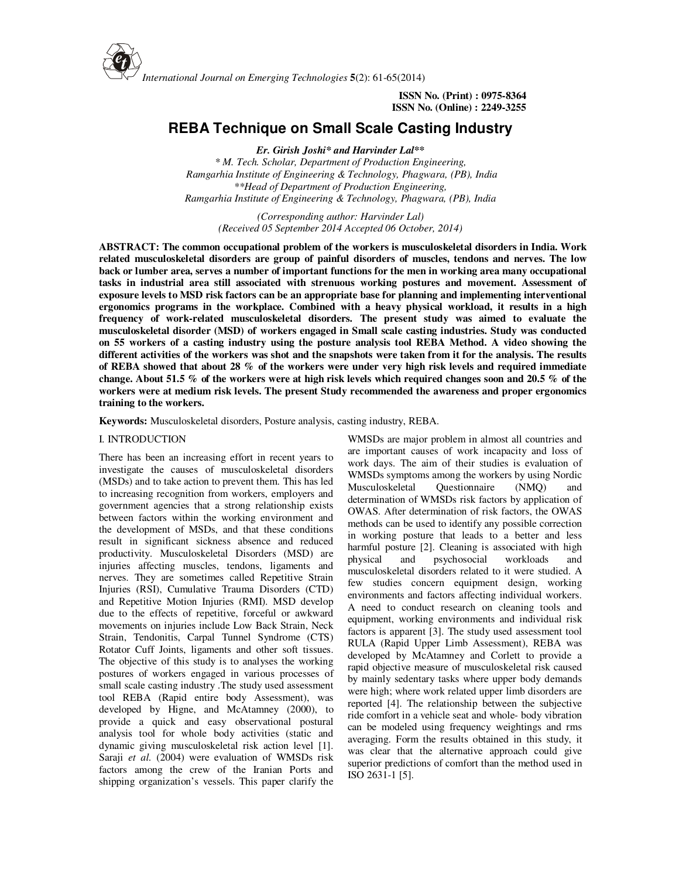*International Journal on Emerging Technologies* **5**(2): 61-65(2014)

**ISSN No. (Print) : 0975-8364**
**ISSN No. (Online) : 2249-3255**

# REBA Technique on Small Scale Casting Industry

***Er. Girish Joshi\* and Harvinder Lal\*\****

*\* M. Tech. Scholar, Department of Production Engineering, Ramgarhia Institute of Engineering & Technology, Phagwara, (PB), India*
*\*\*Head of Department of Production Engineering, Ramgarhia Institute of Engineering & Technology, Phagwara, (PB), India*

*(Corresponding author: Harvinder Lal)*
*(Received 05 September 2014 Accepted 06 October, 2014)*

**ABSTRACT: The common occupational problem of the workers is musculoskeletal disorders in India. Work related musculoskeletal disorders are group of painful disorders of muscles, tendons and nerves. The low back or lumber area, serves a number of important functions for the men in working area many occupational tasks in industrial area still associated with strenuous working postures and movement. Assessment of exposure levels to MSD risk factors can be an appropriate base for planning and implementing interventional ergonomics programs in the workplace. Combined with a heavy physical workload, it results in a high frequency of work-related musculoskeletal disorders. The present study was aimed to evaluate the musculoskeletal disorder (MSD) of workers engaged in Small scale casting industries. Study was conducted on 55 workers of a casting industry using the posture analysis tool REBA Method. A video showing the different activities of the workers was shot and the snapshots were taken from it for the analysis. The results of REBA showed that about 28 % of the workers were under very high risk levels and required immediate change. About 51.5 % of the workers were at high risk levels which required changes soon and 20.5 % of the workers were at medium risk levels. The present Study recommended the awareness and proper ergonomics training to the workers.**

**Keywords:** Musculoskeletal disorders, Posture analysis, casting industry, REBA.

## I. INTRODUCTION

There has been an increasing effort in recent years to investigate the causes of musculoskeletal disorders (MSDs) and to take action to prevent them. This has led to increasing recognition from workers, employers and government agencies that a strong relationship exists between factors within the working environment and the development of MSDs, and that these conditions result in significant sickness absence and reduced productivity. Musculoskeletal Disorders (MSD) are injuries affecting muscles, tendons, ligaments and nerves. They are sometimes called Repetitive Strain Injuries (RSI), Cumulative Trauma Disorders (CTD) and Repetitive Motion Injuries (RMI). MSD develop due to the effects of repetitive, forceful or awkward movements on injuries include Low Back Strain, Neck Strain, Tendonitis, Carpal Tunnel Syndrome (CTS) Rotator Cuff Joints, ligaments and other soft tissues. The objective of this study is to analyses the working postures of workers engaged in various processes of small scale casting industry .The study used assessment tool REBA (Rapid entire body Assessment), was developed by Higne, and McAtamney (2000), to provide a quick and easy observational postural analysis tool for whole body activities (static and dynamic giving musculoskeletal risk action level [1]. Saraji *et al.* (2004) were evaluation of WMSDs risk factors among the crew of the Iranian Ports and shipping organization's vessels. This paper clarify the WMSDs are major problem in almost all countries and are important causes of work incapacity and loss of work days. The aim of their studies is evaluation of WMSDs symptoms among the workers by using Nordic Musculoskeletal Questionnaire (NMQ) and determination of WMSDs risk factors by application of OWAS. After determination of risk factors, the OWAS methods can be used to identify any possible correction in working posture that leads to a better and less harmful posture [2]. Cleaning is associated with high physical and psychosocial workloads and musculoskeletal disorders related to it were studied. A few studies concern equipment design, working environments and factors affecting individual workers. A need to conduct research on cleaning tools and equipment, working environments and individual risk factors is apparent [3]. The study used assessment tool RULA (Rapid Upper Limb Assessment), REBA was developed by McAtamney and Corlett to provide a rapid objective measure of musculoskeletal risk caused by mainly sedentary tasks where upper body demands were high; where work related upper limb disorders are reported [4]. The relationship between the subjective ride comfort in a vehicle seat and whole- body vibration can be modeled using frequency weightings and rms averaging. Form the results obtained in this study, it was clear that the alternative approach could give superior predictions of comfort than the method used in ISO 2631-1 [5].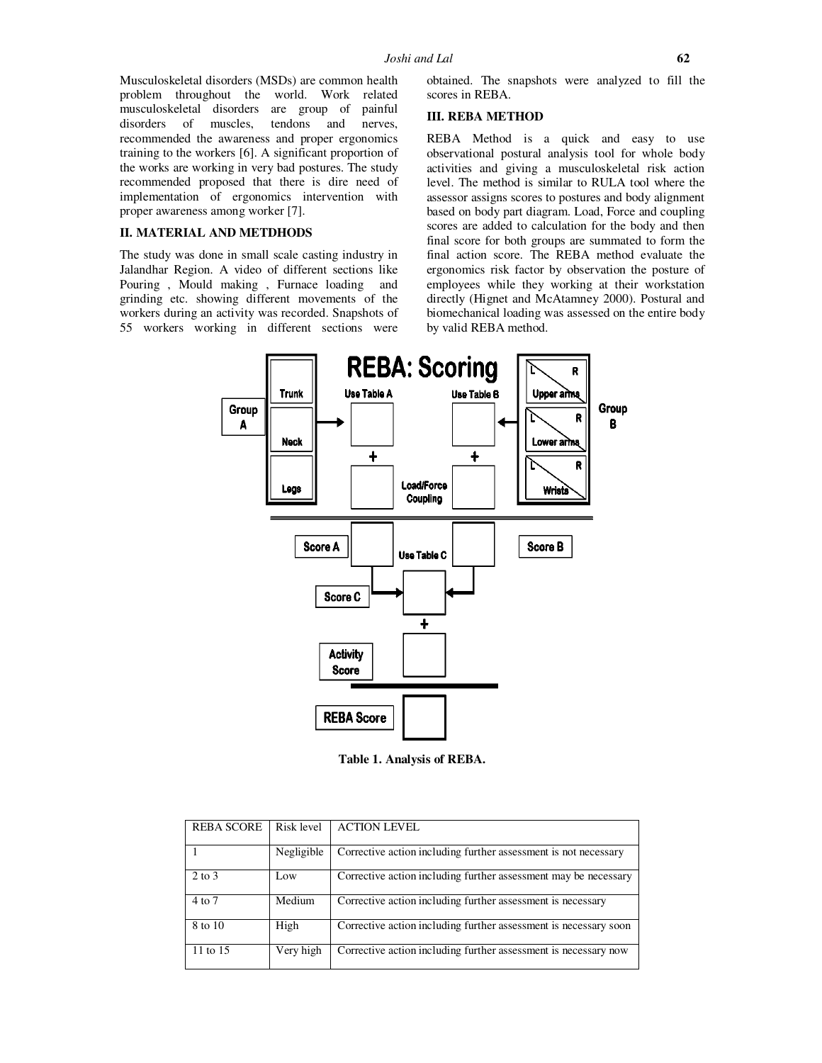Musculoskeletal disorders (MSDs) are common health problem throughout the world. Work related musculoskeletal disorders are group of painful disorders of muscles, tendons and nerves, recommended the awareness and proper ergonomics training to the workers [6]. A significant proportion of the works are working in very bad postures. The study recommended proposed that there is dire need of implementation of ergonomics intervention with proper awareness among worker [7].

## II. MATERIAL AND METDHODS

The study was done in small scale casting industry in Jalandhar Region. A video of different sections like Pouring , Mould making , Furnace loading and grinding etc. showing different movements of the workers during an activity was recorded. Snapshots of 55 workers working in different sections were obtained. The snapshots were analyzed to fill the scores in REBA.

## III. REBA METHOD

REBA Method is a quick and easy to use observational postural analysis tool for whole body activities and giving a musculoskeletal risk action level. The method is similar to RULA tool where the assessor assigns scores to postures and body alignment based on body part diagram. Load, Force and coupling scores are added to calculation for the body and then final score for both groups are summated to form the final action score. The REBA method evaluate the ergonomics risk factor by observation the posture of employees while they working at their workstation directly (Hignet and McAtamney 2000). Postural and biomechanical loading was assessed on the entire body by valid REBA method.

REBA: Scoring

Group A: Trunk, Neck, Legs → Use Table A + Load/Force

Group B: Upper arms (L/R), Lower arms (L/R), Wrists (L/R) → Use Table B + Coupling

Score A, Score B → Use Table C → Score C + Activity Score → REBA Score

**Table 1. Analysis of REBA.**

| REBA SCORE | Risk level | ACTION LEVEL |
|---|---|---|
| 1 | Negligible | Corrective action including further assessment is not necessary |
| 2 to 3 | Low | Corrective action including further assessment may be necessary |
| 4 to 7 | Medium | Corrective action including further assessment is necessary |
| 8 to 10 | High | Corrective action including further assessment is necessary soon |
| 11 to 15 | Very high | Corrective action including further assessment is necessary now |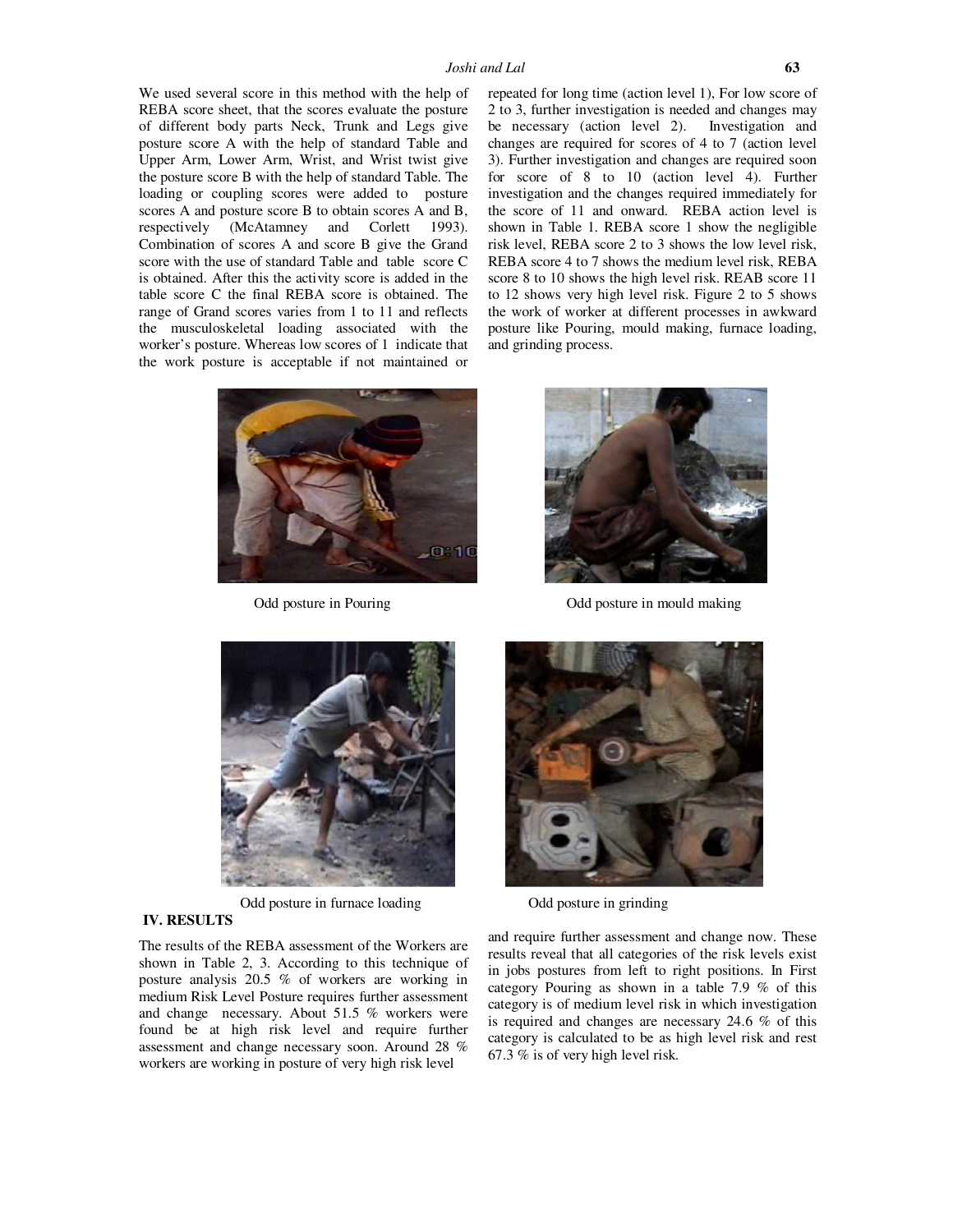We used several score in this method with the help of REBA score sheet, that the scores evaluate the posture of different body parts Neck, Trunk and Legs give posture score A with the help of standard Table and Upper Arm, Lower Arm, Wrist, and Wrist twist give the posture score B with the help of standard Table. The loading or coupling scores were added to posture scores A and posture score B to obtain scores A and B, respectively (McAtamney and Corlett 1993). Combination of scores A and score B give the Grand score with the use of standard Table and table score C is obtained. After this the activity score is added in the table score C the final REBA score is obtained. The range of Grand scores varies from 1 to 11 and reflects the musculoskeletal loading associated with the worker's posture. Whereas low scores of 1 indicate that the work posture is acceptable if not maintained or repeated for long time (action level 1), For low score of 2 to 3, further investigation is needed and changes may be necessary (action level 2). Investigation and changes are required for scores of 4 to 7 (action level 3). Further investigation and changes are required soon for score of 8 to 10 (action level 4). Further investigation and the changes required immediately for the score of 11 and onward. REBA action level is shown in Table 1. REBA score 1 show the negligible risk level, REBA score 2 to 3 shows the low level risk, REBA score 4 to 7 shows the medium level risk, REBA score 8 to 10 shows the high level risk. REAB score 11 to 12 shows very high level risk. Figure 2 to 5 shows the work of worker at different processes in awkward posture like Pouring, mould making, furnace loading, and grinding process.

Odd posture in Pouring

Odd posture in mould making

Odd posture in furnace loading

Odd posture in grinding

## IV. RESULTS

The results of the REBA assessment of the Workers are shown in Table 2, 3. According to this technique of posture analysis 20.5 % of workers are working in medium Risk Level Posture requires further assessment and change necessary. About 51.5 % workers were found be at high risk level and require further assessment and change necessary soon. Around 28 % workers are working in posture of very high risk level and require further assessment and change now. These results reveal that all categories of the risk levels exist in jobs postures from left to right positions. In First category Pouring as shown in a table 7.9 % of this category is of medium level risk in which investigation is required and changes are necessary 24.6 % of this category is calculated to be as high level risk and rest 67.3 % is of very high level risk.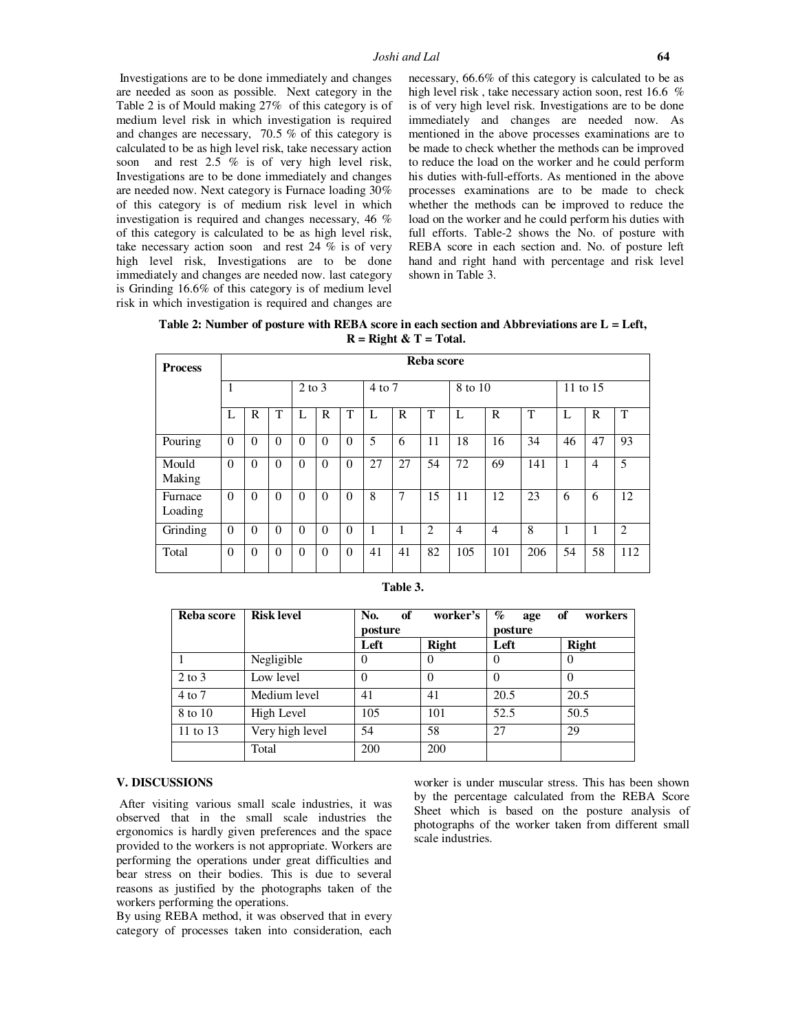Investigations are to be done immediately and changes are needed as soon as possible. Next category in the Table 2 is of Mould making 27% of this category is of medium level risk in which investigation is required and changes are necessary, 70.5 % of this category is calculated to be as high level risk, take necessary action soon and rest 2.5 % is of very high level risk, Investigations are to be done immediately and changes are needed now. Next category is Furnace loading 30% of this category is of medium risk level in which investigation is required and changes necessary, 46 % of this category is calculated to be as high level risk, take necessary action soon and rest 24 % is of very high level risk, Investigations are to be done immediately and changes are needed now. last category is Grinding 16.6% of this category is of medium level risk in which investigation is required and changes are necessary, 66.6% of this category is calculated to be as high level risk , take necessary action soon, rest 16.6 % is of very high level risk. Investigations are to be done immediately and changes are needed now. As mentioned in the above processes examinations are to be made to check whether the methods can be improved to reduce the load on the worker and he could perform his duties with-full-efforts. As mentioned in the above processes examinations are to be made to check whether the methods can be improved to reduce the load on the worker and he could perform his duties with full efforts. Table-2 shows the No. of posture with REBA score in each section and. No. of posture left hand and right hand with percentage and risk level shown in Table 3.

**Table 2: Number of posture with REBA score in each section and Abbreviations are L = Left, R = Right & T = Total.**

| Process | Reba score | | | | | | | | | | | | | | |
|---|---|---|---|---|---|---|---|---|---|---|---|---|---|---|---|
| | 1 | | | 2 to 3 | | | 4 to 7 | | | 8 to 10 | | | 11 to 15 | | |
| | L | R | T | L | R | T | L | R | T | L | R | T | L | R | T |
| Pouring | 0 | 0 | 0 | 0 | 0 | 0 | 5 | 6 | 11 | 18 | 16 | 34 | 46 | 47 | 93 |
| Mould Making | 0 | 0 | 0 | 0 | 0 | 0 | 27 | 27 | 54 | 72 | 69 | 141 | 1 | 4 | 5 |
| Furnace Loading | 0 | 0 | 0 | 0 | 0 | 0 | 8 | 7 | 15 | 11 | 12 | 23 | 6 | 6 | 12 |
| Grinding | 0 | 0 | 0 | 0 | 0 | 0 | 1 | 1 | 2 | 4 | 4 | 8 | 1 | 1 | 2 |
| Total | 0 | 0 | 0 | 0 | 0 | 0 | 41 | 41 | 82 | 105 | 101 | 206 | 54 | 58 | 112 |

**Table 3.**

| Reba score | Risk level | No. of worker's posture | | % age of workers posture | |
|---|---|---|---|---|---|
| | | Left | Right | Left | Right |
| 1 | Negligible | 0 | 0 | 0 | 0 |
| 2 to 3 | Low level | 0 | 0 | 0 | 0 |
| 4 to 7 | Medium level | 41 | 41 | 20.5 | 20.5 |
| 8 to 10 | High Level | 105 | 101 | 52.5 | 50.5 |
| 11 to 13 | Very high level | 54 | 58 | 27 | 29 |
| | Total | 200 | 200 | | |

## V. DISCUSSIONS

After visiting various small scale industries, it was observed that in the small scale industries the ergonomics is hardly given preferences and the space provided to the workers is not appropriate. Workers are performing the operations under great difficulties and bear stress on their bodies. This is due to several reasons as justified by the photographs taken of the workers performing the operations.

By using REBA method, it was observed that in every category of processes taken into consideration, each worker is under muscular stress. This has been shown by the percentage calculated from the REBA Score Sheet which is based on the posture analysis of photographs of the worker taken from different small scale industries.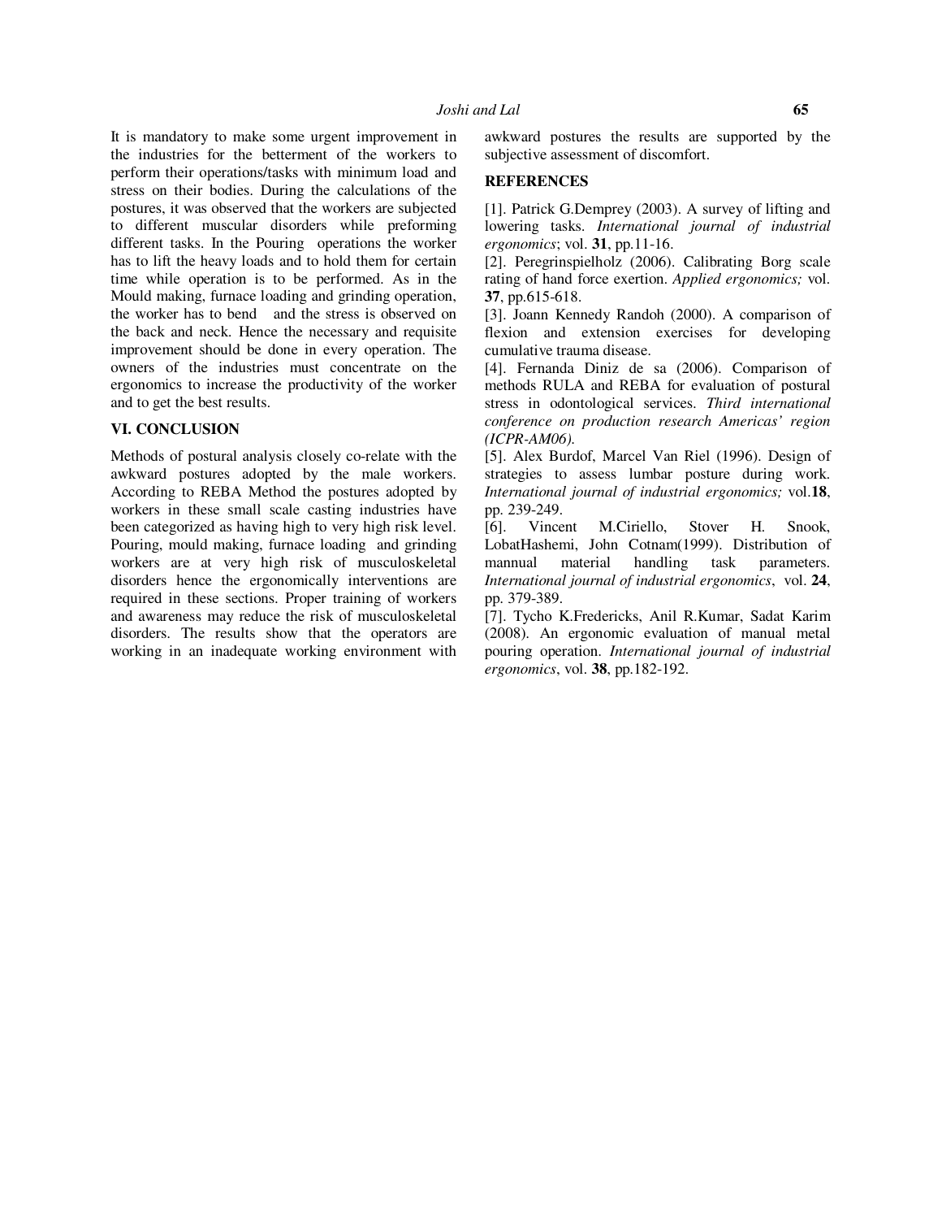It is mandatory to make some urgent improvement in the industries for the betterment of the workers to perform their operations/tasks with minimum load and stress on their bodies. During the calculations of the postures, it was observed that the workers are subjected to different muscular disorders while preforming different tasks. In the Pouring operations the worker has to lift the heavy loads and to hold them for certain time while operation is to be performed. As in the Mould making, furnace loading and grinding operation, the worker has to bend and the stress is observed on the back and neck. Hence the necessary and requisite improvement should be done in every operation. The owners of the industries must concentrate on the ergonomics to increase the productivity of the worker and to get the best results.

## VI. CONCLUSION

Methods of postural analysis closely co-relate with the awkward postures adopted by the male workers. According to REBA Method the postures adopted by workers in these small scale casting industries have been categorized as having high to very high risk level. Pouring, mould making, furnace loading and grinding workers are at very high risk of musculoskeletal disorders hence the ergonomically interventions are required in these sections. Proper training of workers and awareness may reduce the risk of musculoskeletal disorders. The results show that the operators are working in an inadequate working environment with awkward postures the results are supported by the subjective assessment of discomfort.

## REFERENCES

[1]. Patrick G.Demprey (2003). A survey of lifting and lowering tasks. *International journal of industrial ergonomics*; vol. **31**, pp.11-16.

[2]. Peregrinspielholz (2006). Calibrating Borg scale rating of hand force exertion. *Applied ergonomics;* vol. **37**, pp.615-618.

[3]. Joann Kennedy Randoh (2000). A comparison of flexion and extension exercises for developing cumulative trauma disease.

[4]. Fernanda Diniz de sa (2006). Comparison of methods RULA and REBA for evaluation of postural stress in odontological services. *Third international conference on production research Americas' region (ICPR-AM06).*

[5]. Alex Burdof, Marcel Van Riel (1996). Design of strategies to assess lumbar posture during work. *International journal of industrial ergonomics;* vol.**18**, pp. 239-249.

[6]. Vincent M.Ciriello, Stover H. Snook, LobatHashemi, John Cotnam(1999). Distribution of mannual material handling task parameters. *International journal of industrial ergonomics*, vol. **24**, pp. 379-389.

[7]. Tycho K.Fredericks, Anil R.Kumar, Sadat Karim (2008). An ergonomic evaluation of manual metal pouring operation. *International journal of industrial ergonomics*, vol. **38**, pp.182-192.